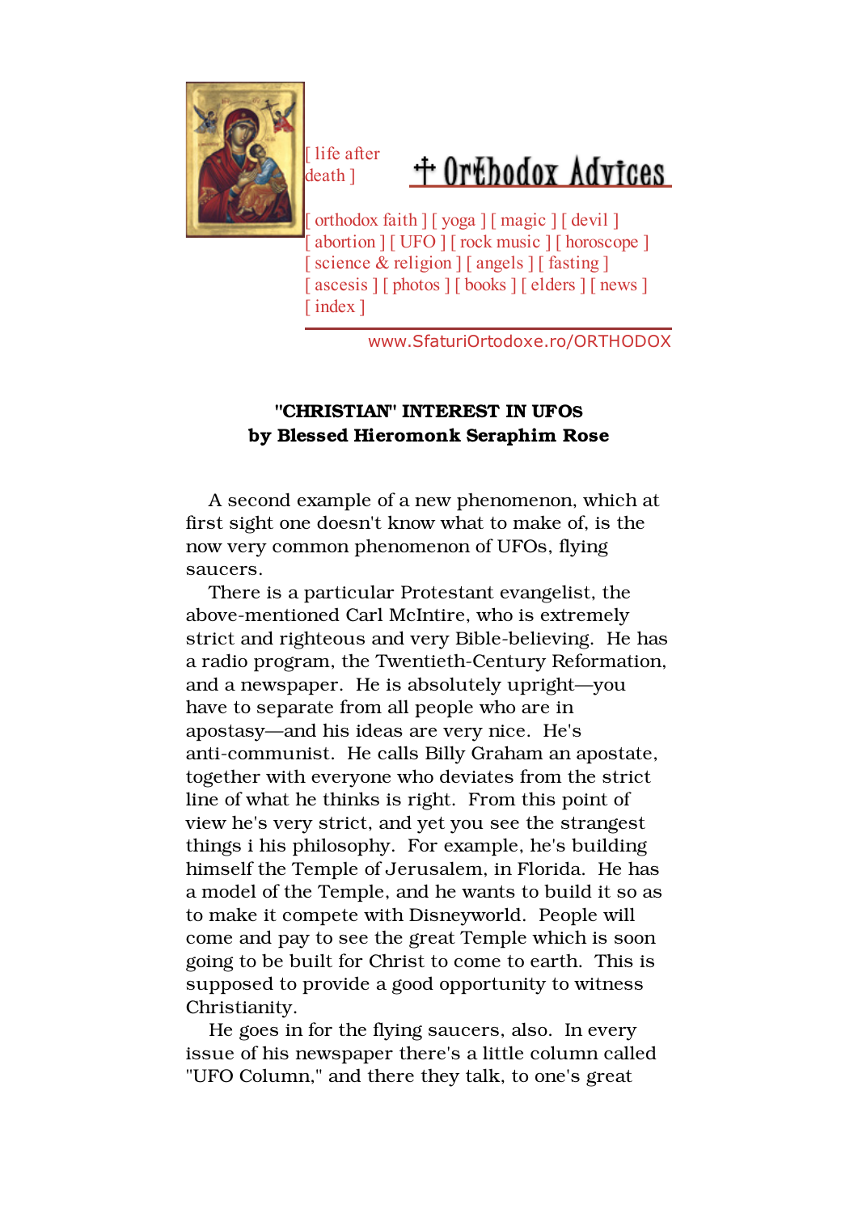[ life after death ]

# ✝ Orthodox Advices

[ orthodox faith ] [ yoga ] [ magic ] [ devil ] [ abortion ] [ UFO ] [ rock music ] [ horoscope ] [ science & religion ] [ angels ] [ fasting ] [ ascesis ] [ photos ] [ books ] [ elders ] [ news ] [ index ]

www.SfaturiOrtodoxe.ro/ORTHODOX

## "CHRISTIAN" INTEREST IN UFOs
## by Blessed Hieromonk Seraphim Rose

A second example of a new phenomenon, which at first sight one doesn't know what to make of, is the now very common phenomenon of UFOs, flying saucers.

There is a particular Protestant evangelist, the above-mentioned Carl McIntire, who is extremely strict and righteous and very Bible-believing. He has a radio program, the Twentieth-Century Reformation, and a newspaper. He is absolutely upright—you have to separate from all people who are in apostasy—and his ideas are very nice. He's anti-communist. He calls Billy Graham an apostate, together with everyone who deviates from the strict line of what he thinks is right. From this point of view he's very strict, and yet you see the strangest things i his philosophy. For example, he's building himself the Temple of Jerusalem, in Florida. He has a model of the Temple, and he wants to build it so as to make it compete with Disneyworld. People will come and pay to see the great Temple which is soon going to be built for Christ to come to earth. This is supposed to provide a good opportunity to witness Christianity.

He goes in for the flying saucers, also. In every issue of his newspaper there's a little column called "UFO Column," and there they talk, to one's great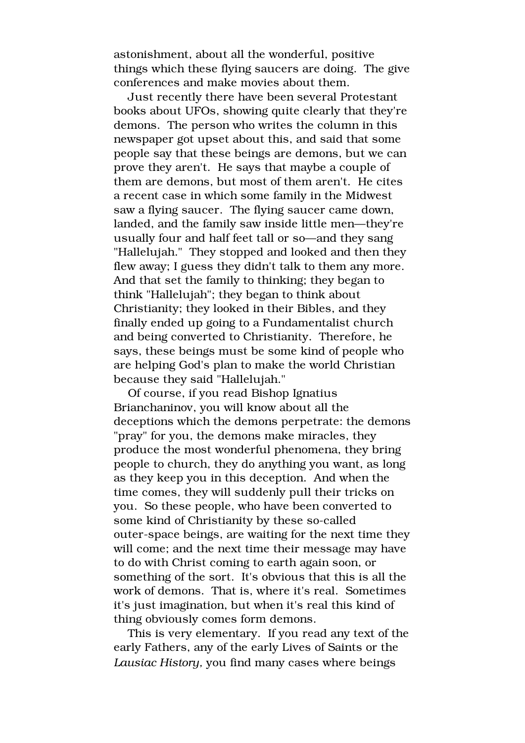astonishment, about all the wonderful, positive things which these flying saucers are doing. The give conferences and make movies about them.

Just recently there have been several Protestant books about UFOs, showing quite clearly that they're demons. The person who writes the column in this newspaper got upset about this, and said that some people say that these beings are demons, but we can prove they aren't. He says that maybe a couple of them are demons, but most of them aren't. He cites a recent case in which some family in the Midwest saw a flying saucer. The flying saucer came down, landed, and the family saw inside little men—they're usually four and half feet tall or so—and they sang "Hallelujah." They stopped and looked and then they flew away; I guess they didn't talk to them any more. And that set the family to thinking; they began to think "Hallelujah"; they began to think about Christianity; they looked in their Bibles, and they finally ended up going to a Fundamentalist church and being converted to Christianity. Therefore, he says, these beings must be some kind of people who are helping God's plan to make the world Christian because they said "Hallelujah."

Of course, if you read Bishop Ignatius Brianchaninov, you will know about all the deceptions which the demons perpetrate: the demons "pray" for you, the demons make miracles, they produce the most wonderful phenomena, they bring people to church, they do anything you want, as long as they keep you in this deception. And when the time comes, they will suddenly pull their tricks on you. So these people, who have been converted to some kind of Christianity by these so-called outer-space beings, are waiting for the next time they will come; and the next time their message may have to do with Christ coming to earth again soon, or something of the sort. It's obvious that this is all the work of demons. That is, where it's real. Sometimes it's just imagination, but when it's real this kind of thing obviously comes form demons.

This is very elementary. If you read any text of the early Fathers, any of the early Lives of Saints or the *Lausiac History,* you find many cases where beings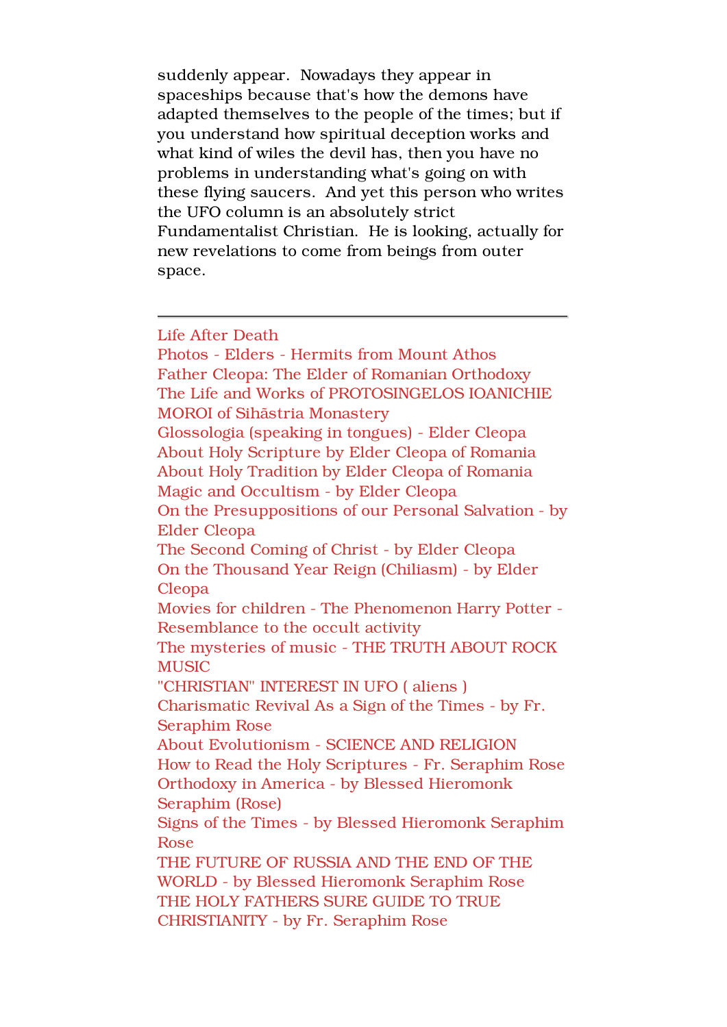suddenly appear. Nowadays they appear in spaceships because that's how the demons have adapted themselves to the people of the times; but if you understand how spiritual deception works and what kind of wiles the devil has, then you have no problems in understanding what's going on with these flying saucers. And yet this person who writes the UFO column is an absolutely strict Fundamentalist Christian. He is looking, actually for new revelations to come from beings from outer space.

---

Life After Death
Photos - Elders - Hermits from Mount Athos
Father Cleopa: The Elder of Romanian Orthodoxy
The Life and Works of PROTOSINGELOS IOANICHIE MOROI of Sihăstria Monastery
Glossologia (speaking in tongues) - Elder Cleopa
About Holy Scripture by Elder Cleopa of Romania
About Holy Tradition by Elder Cleopa of Romania
Magic and Occultism - by Elder Cleopa
On the Presuppositions of our Personal Salvation - by Elder Cleopa
The Second Coming of Christ - by Elder Cleopa
On the Thousand Year Reign (Chiliasm) - by Elder Cleopa
Movies for children - The Phenomenon Harry Potter - Resemblance to the occult activity
The mysteries of music - THE TRUTH ABOUT ROCK MUSIC
"CHRISTIAN" INTEREST IN UFO ( aliens )
Charismatic Revival As a Sign of the Times - by Fr. Seraphim Rose
About Evolutionism - SCIENCE AND RELIGION
How to Read the Holy Scriptures - Fr. Seraphim Rose
Orthodoxy in America - by Blessed Hieromonk Seraphim (Rose)
Signs of the Times - by Blessed Hieromonk Seraphim Rose
THE FUTURE OF RUSSIA AND THE END OF THE WORLD - by Blessed Hieromonk Seraphim Rose
THE HOLY FATHERS SURE GUIDE TO TRUE CHRISTIANITY - by Fr. Seraphim Rose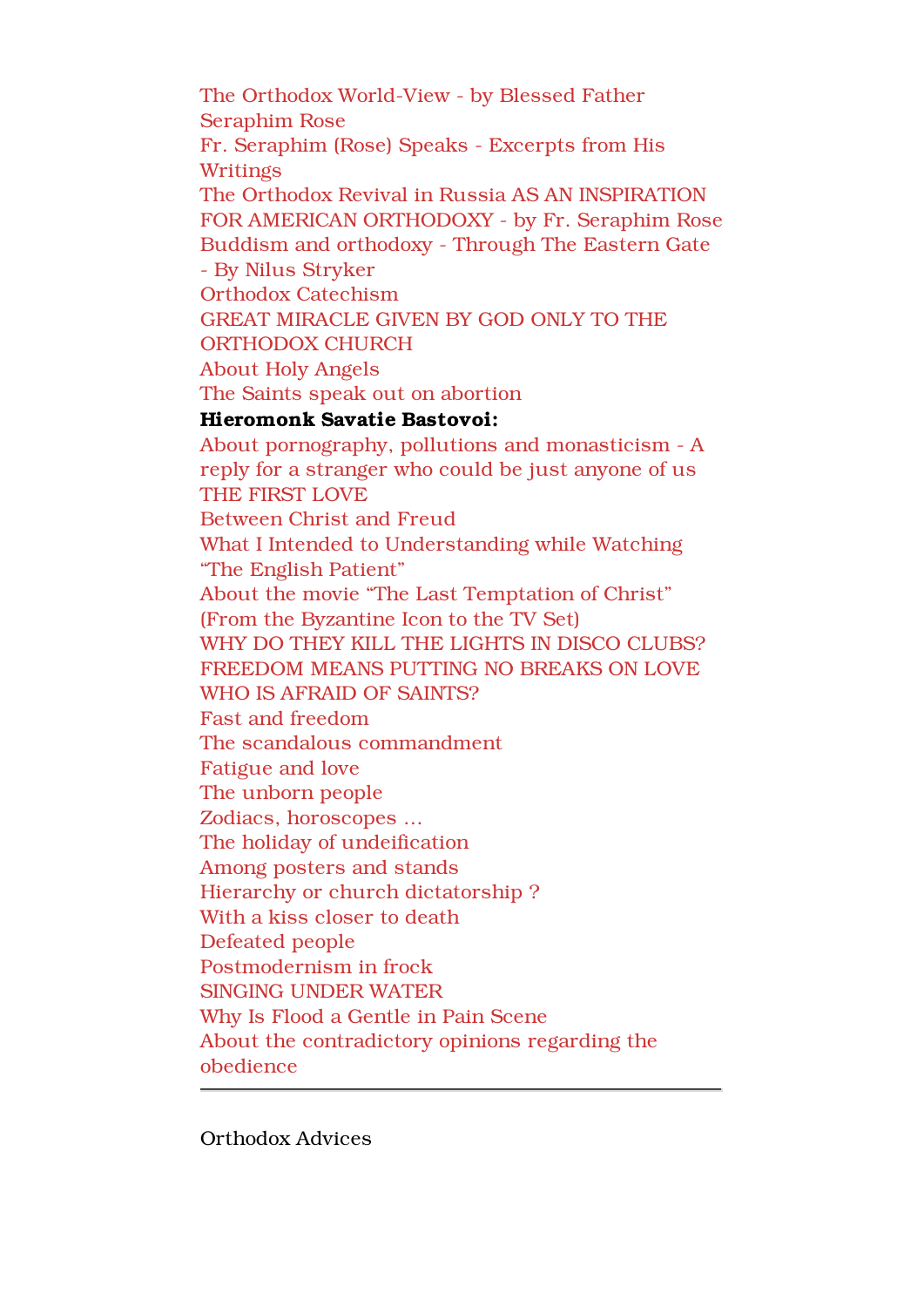The Orthodox World-View - by Blessed Father Seraphim Rose
Fr. Seraphim (Rose) Speaks - Excerpts from His Writings
The Orthodox Revival in Russia AS AN INSPIRATION FOR AMERICAN ORTHODOXY - by Fr. Seraphim Rose
Buddism and orthodoxy - Through The Eastern Gate - By Nilus Stryker
Orthodox Catechism
GREAT MIRACLE GIVEN BY GOD ONLY TO THE ORTHODOX CHURCH
About Holy Angels
The Saints speak out on abortion

**Hieromonk Savatie Bastovoi:**

About pornography, pollutions and monasticism - A reply for a stranger who could be just anyone of us
THE FIRST LOVE
Between Christ and Freud
What I Intended to Understanding while Watching "The English Patient"
About the movie "The Last Temptation of Christ" (From the Byzantine Icon to the TV Set)
WHY DO THEY KILL THE LIGHTS IN DISCO CLUBS?
FREEDOM MEANS PUTTING NO BREAKS ON LOVE
WHO IS AFRAID OF SAINTS?
Fast and freedom
The scandalous commandment
Fatigue and love
The unborn people
Zodiacs, horoscopes …
The holiday of undeification
Among posters and stands
Hierarchy or church dictatorship ?
With a kiss closer to death
Defeated people
Postmodernism in frock
SINGING UNDER WATER
Why Is Flood a Gentle in Pain Scene
About the contradictory opinions regarding the obedience

---

Orthodox Advices